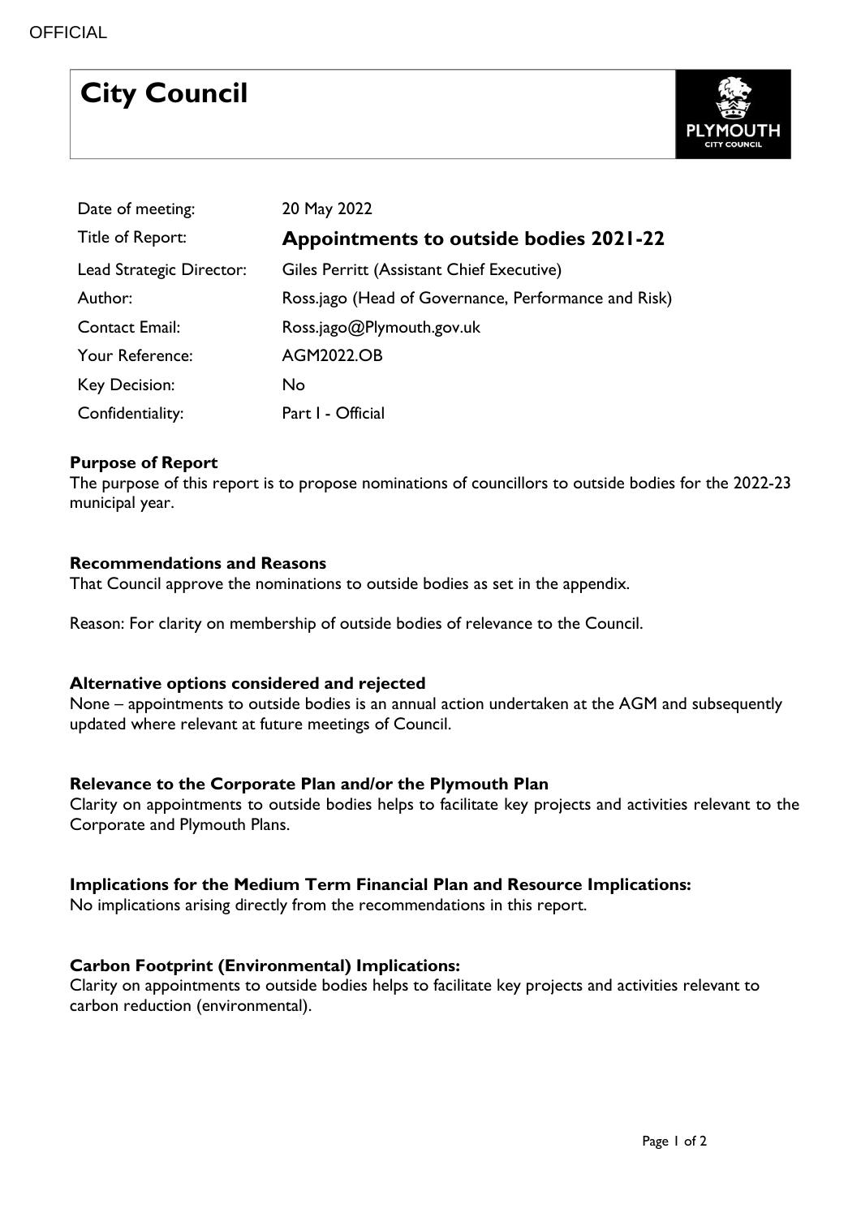OFFICIAL

# City Council

| | |
|---|---|
| Date of meeting: | 20 May 2022 |
| Title of Report: | **Appointments to outside bodies 2021-22** |
| Lead Strategic Director: | Giles Perritt (Assistant Chief Executive) |
| Author: | Ross.jago (Head of Governance, Performance and Risk) |
| Contact Email: | Ross.jago@Plymouth.gov.uk |
| Your Reference: | AGM2022.OB |
| Key Decision: | No |
| Confidentiality: | Part I - Official |

**Purpose of Report**

The purpose of this report is to propose nominations of councillors to outside bodies for the 2022-23 municipal year.

**Recommendations and Reasons**

That Council approve the nominations to outside bodies as set in the appendix.

Reason: For clarity on membership of outside bodies of relevance to the Council.

**Alternative options considered and rejected**

None – appointments to outside bodies is an annual action undertaken at the AGM and subsequently updated where relevant at future meetings of Council.

**Relevance to the Corporate Plan and/or the Plymouth Plan**

Clarity on appointments to outside bodies helps to facilitate key projects and activities relevant to the Corporate and Plymouth Plans.

**Implications for the Medium Term Financial Plan and Resource Implications:**

No implications arising directly from the recommendations in this report.

**Carbon Footprint (Environmental) Implications:**

Clarity on appointments to outside bodies helps to facilitate key projects and activities relevant to carbon reduction (environmental).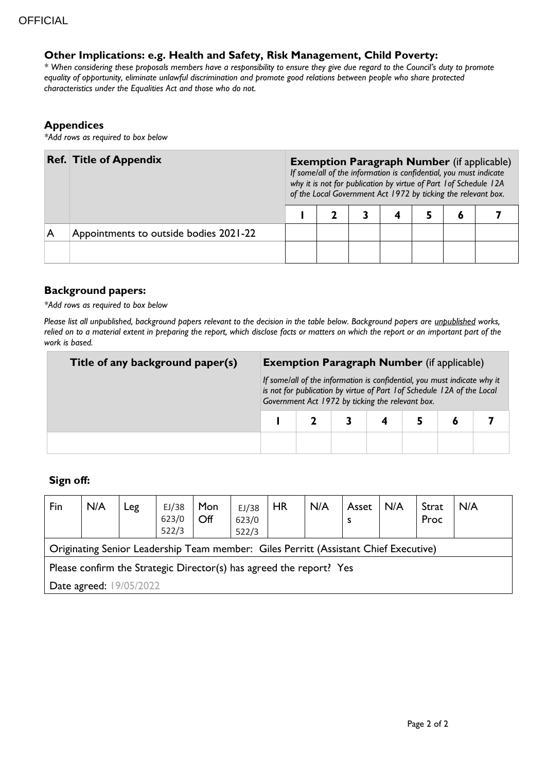OFFICIAL

### Other Implications: e.g. Health and Safety, Risk Management, Child Poverty:

*\* When considering these proposals members have a responsibility to ensure they give due regard to the Council's duty to promote equality of opportunity, eliminate unlawful discrimination and promote good relations between people who share protected characteristics under the Equalities Act and those who do not.*

### Appendices

*\*Add rows as required to box below*

| Ref. | Title of Appendix | **Exemption Paragraph Number** (if applicable) *If some/all of the information is confidential, you must indicate why it is not for publication by virtue of Part 1of Schedule 12A of the Local Government Act 1972 by ticking the relevant box.* | | | | | | |
|---|---|---|---|---|---|---|---|---|
| | | 1 | 2 | 3 | 4 | 5 | 6 | 7 |
| A | Appointments to outside bodies 2021-22 | | | | | | | |
| | | | | | | | | |

### Background papers:

*\*Add rows as required to box below*

*Please list all unpublished, background papers relevant to the decision in the table below. Background papers are unpublished works, relied on to a material extent in preparing the report, which disclose facts or matters on which the report or an important part of the work is based.*

| Title of any background paper(s) | **Exemption Paragraph Number** (if applicable) *If some/all of the information is confidential, you must indicate why it is not for publication by virtue of Part 1of Schedule 12A of the Local Government Act 1972 by ticking the relevant box.* | | | | | | |
|---|---|---|---|---|---|---|---|
| | 1 | 2 | 3 | 4 | 5 | 6 | 7 |
| | | | | | | | |

### Sign off:

| Fin | N/A | Leg | EJ/38623/0522/3 | Mon Off | EJ/38623/0522/3 | HR | N/A | Assets | N/A | Strat Proc | N/A |
|---|---|---|---|---|---|---|---|---|---|---|---|
| Originating Senior Leadership Team member: Giles Perritt (Assistant Chief Executive) | | | | | | | | | | | |
| Please confirm the Strategic Director(s) has agreed the report? Yes | | | | | | | | | | | |
| Date agreed: 19/05/2022 | | | | | | | | | | | |